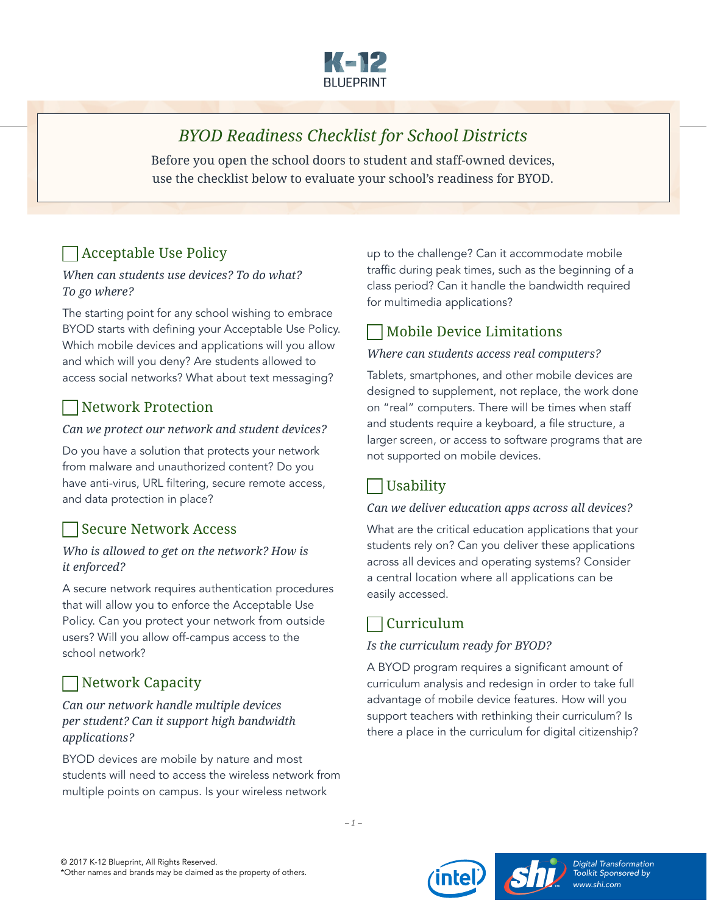K-12 BLUEPRINT

# *BYOD Readiness Checklist for School Districts*

Before you open the school doors to student and staff-owned devices, use the checklist below to evaluate your school's readiness for BYOD.

## ☐ Acceptable Use Policy

*When can students use devices? To do what? To go where?*

The starting point for any school wishing to embrace BYOD starts with defining your Acceptable Use Policy. Which mobile devices and applications will you allow and which will you deny? Are students allowed to access social networks? What about text messaging?

## ☐ Network Protection

*Can we protect our network and student devices?*

Do you have a solution that protects your network from malware and unauthorized content? Do you have anti-virus, URL filtering, secure remote access, and data protection in place?

## ☐ Secure Network Access

*Who is allowed to get on the network? How is it enforced?*

A secure network requires authentication procedures that will allow you to enforce the Acceptable Use Policy. Can you protect your network from outside users? Will you allow off-campus access to the school network?

## ☐ Network Capacity

*Can our network handle multiple devices per student? Can it support high bandwidth applications?*

BYOD devices are mobile by nature and most students will need to access the wireless network from multiple points on campus. Is your wireless network up to the challenge? Can it accommodate mobile traffic during peak times, such as the beginning of a class period? Can it handle the bandwidth required for multimedia applications?

## ☐ Mobile Device Limitations

*Where can students access real computers?*

Tablets, smartphones, and other mobile devices are designed to supplement, not replace, the work done on "real" computers. There will be times when staff and students require a keyboard, a file structure, a larger screen, or access to software programs that are not supported on mobile devices.

## ☐ Usability

*Can we deliver education apps across all devices?*

What are the critical education applications that your students rely on? Can you deliver these applications across all devices and operating systems? Consider a central location where all applications can be easily accessed.

## ☐ Curriculum

*Is the curriculum ready for BYOD?*

A BYOD program requires a significant amount of curriculum analysis and redesign in order to take full advantage of mobile device features. How will you support teachers with rethinking their curriculum? Is there a place in the curriculum for digital citizenship?

© 2017 K-12 Blueprint, All Rights Reserved.
*Other names and brands may be claimed as the property of others.

*Digital Transformation Toolkit Sponsored by www.shi.com*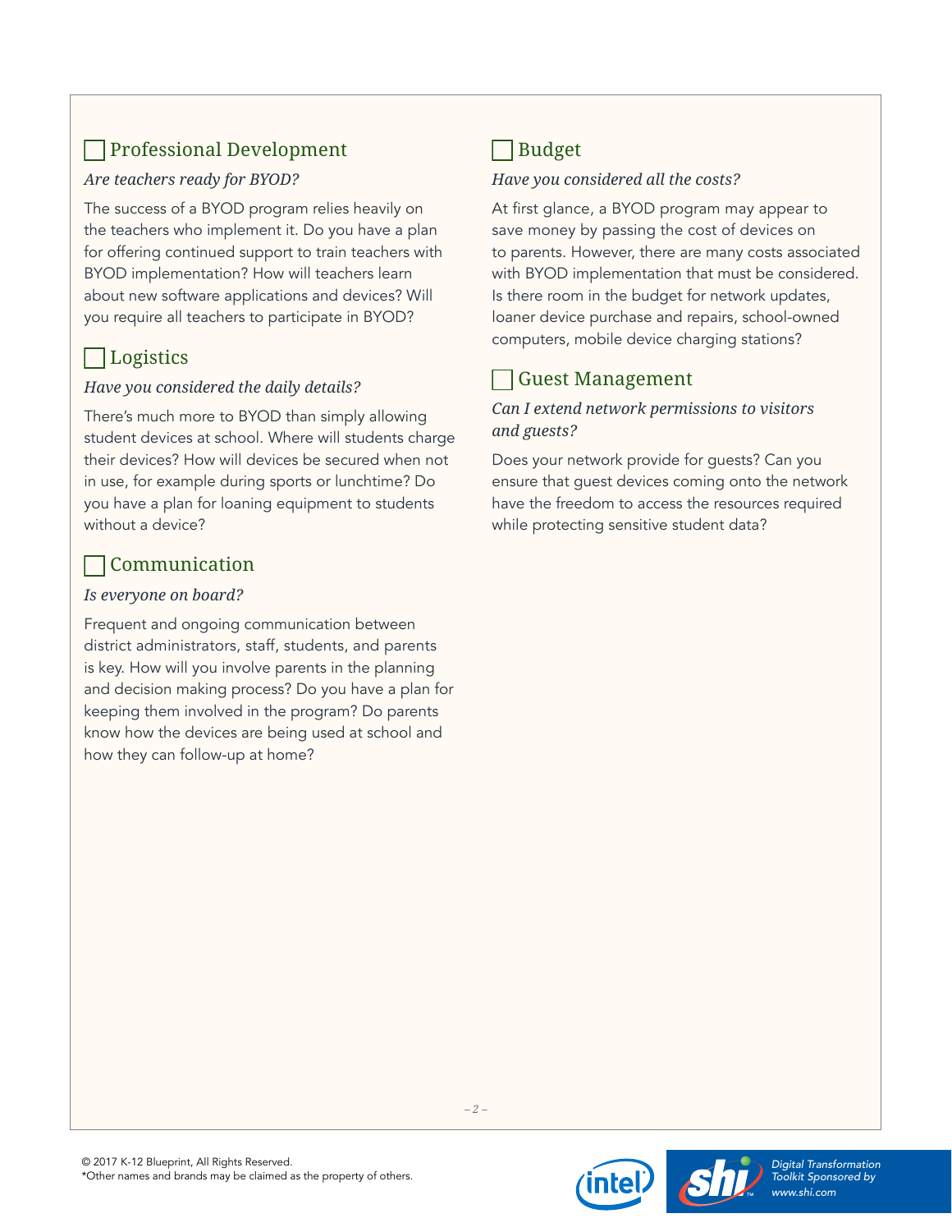## Professional Development

*Are teachers ready for BYOD?*

The success of a BYOD program relies heavily on the teachers who implement it. Do you have a plan for offering continued support to train teachers with BYOD implementation? How will teachers learn about new software applications and devices? Will you require all teachers to participate in BYOD?

## Logistics

*Have you considered the daily details?*

There's much more to BYOD than simply allowing student devices at school. Where will students charge their devices? How will devices be secured when not in use, for example during sports or lunchtime? Do you have a plan for loaning equipment to students without a device?

## Communication

*Is everyone on board?*

Frequent and ongoing communication between district administrators, staff, students, and parents is key. How will you involve parents in the planning and decision making process? Do you have a plan for keeping them involved in the program? Do parents know how the devices are being used at school and how they can follow-up at home?

## Budget

*Have you considered all the costs?*

At first glance, a BYOD program may appear to save money by passing the cost of devices on to parents. However, there are many costs associated with BYOD implementation that must be considered. Is there room in the budget for network updates, loaner device purchase and repairs, school-owned computers, mobile device charging stations?

## Guest Management

*Can I extend network permissions to visitors and guests?*

Does your network provide for guests? Can you ensure that guest devices coming onto the network have the freedom to access the resources required while protecting sensitive student data?

© 2017 K-12 Blueprint, All Rights Reserved.
*Other names and brands may be claimed as the property of others.

Digital Transformation Toolkit Sponsored by www.shi.com